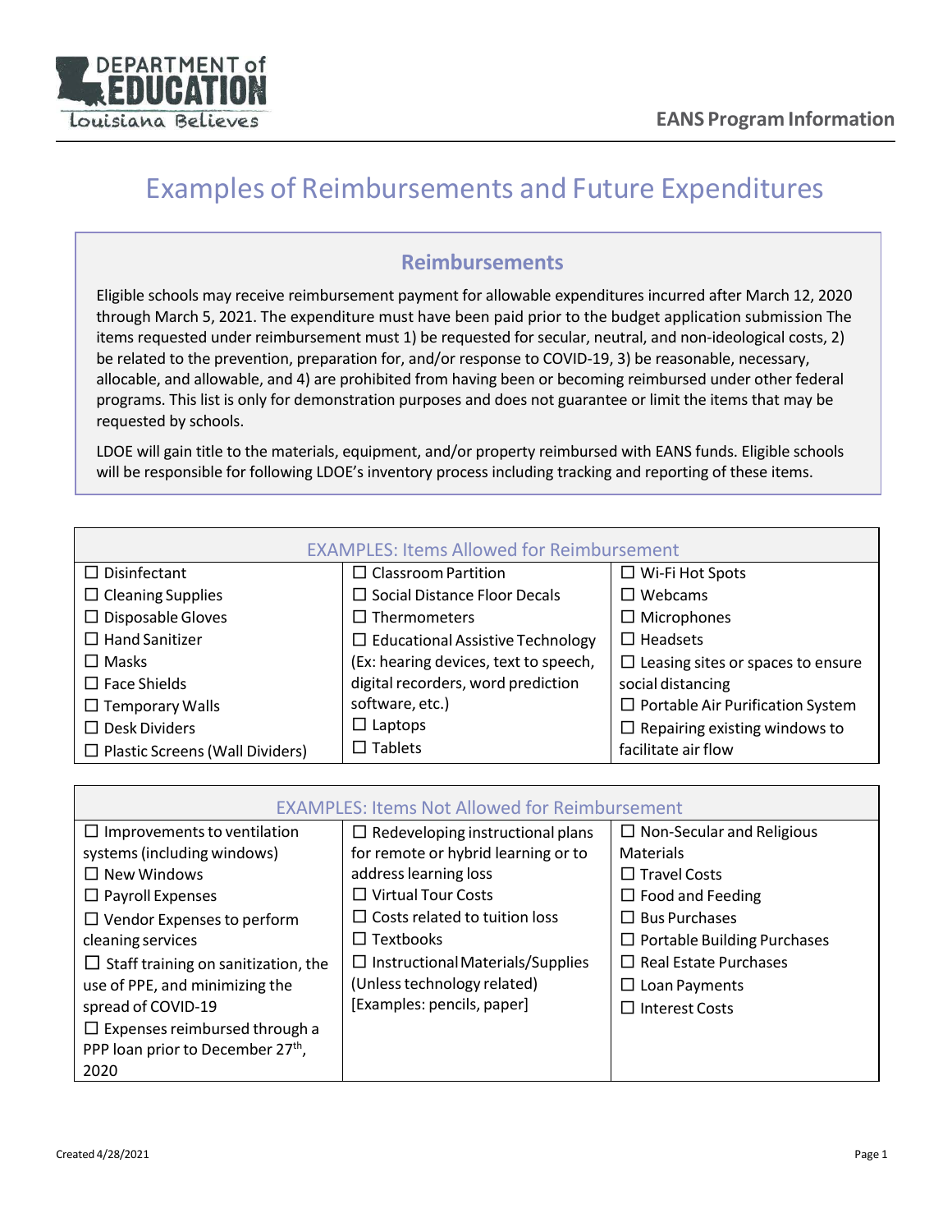# Examples of Reimbursements and Future Expenditures

## Reimbursements

Eligible schools may receive reimbursement payment for allowable expenditures incurred after March 12, 2020 through March 5, 2021. The expenditure must have been paid prior to the budget application submission The items requested under reimbursement must 1) be requested for secular, neutral, and non-ideological costs, 2) be related to the prevention, preparation for, and/or response to COVID-19, 3) be reasonable, necessary, allocable, and allowable, and 4) are prohibited from having been or becoming reimbursed under other federal programs. This list is only for demonstration purposes and does not guarantee or limit the items that may be requested by schools.

LDOE will gain title to the materials, equipment, and/or property reimbursed with EANS funds. Eligible schools will be responsible for following LDOE's inventory process including tracking and reporting of these items.

| EXAMPLES: Items Allowed for Reimbursement | | |
|---|---|---|
| ☐ Disinfectant<br>☐ Cleaning Supplies<br>☐ Disposable Gloves<br>☐ Hand Sanitizer<br>☐ Masks<br>☐ Face Shields<br>☐ Temporary Walls<br>☐ Desk Dividers<br>☐ Plastic Screens (Wall Dividers) | ☐ Classroom Partition<br>☐ Social Distance Floor Decals<br>☐ Thermometers<br>☐ Educational Assistive Technology (Ex: hearing devices, text to speech, digital recorders, word prediction software, etc.)<br>☐ Laptops<br>☐ Tablets | ☐ Wi-Fi Hot Spots<br>☐ Webcams<br>☐ Microphones<br>☐ Headsets<br>☐ Leasing sites or spaces to ensure social distancing<br>☐ Portable Air Purification System<br>☐ Repairing existing windows to facilitate air flow |

| EXAMPLES: Items Not Allowed for Reimbursement | | |
|---|---|---|
| ☐ Improvements to ventilation systems (including windows)<br>☐ New Windows<br>☐ Payroll Expenses<br>☐ Vendor Expenses to perform cleaning services<br>☐ Staff training on sanitization, the use of PPE, and minimizing the spread of COVID-19<br>☐ Expenses reimbursed through a PPP loan prior to December 27th, 2020 | ☐ Redeveloping instructional plans for remote or hybrid learning or to address learning loss<br>☐ Virtual Tour Costs<br>☐ Costs related to tuition loss<br>☐ Textbooks<br>☐ Instructional Materials/Supplies (Unless technology related) [Examples: pencils, paper] | ☐ Non-Secular and Religious Materials<br>☐ Travel Costs<br>☐ Food and Feeding<br>☐ Bus Purchases<br>☐ Portable Building Purchases<br>☐ Real Estate Purchases<br>☐ Loan Payments<br>☐ Interest Costs |

Created 4/28/2021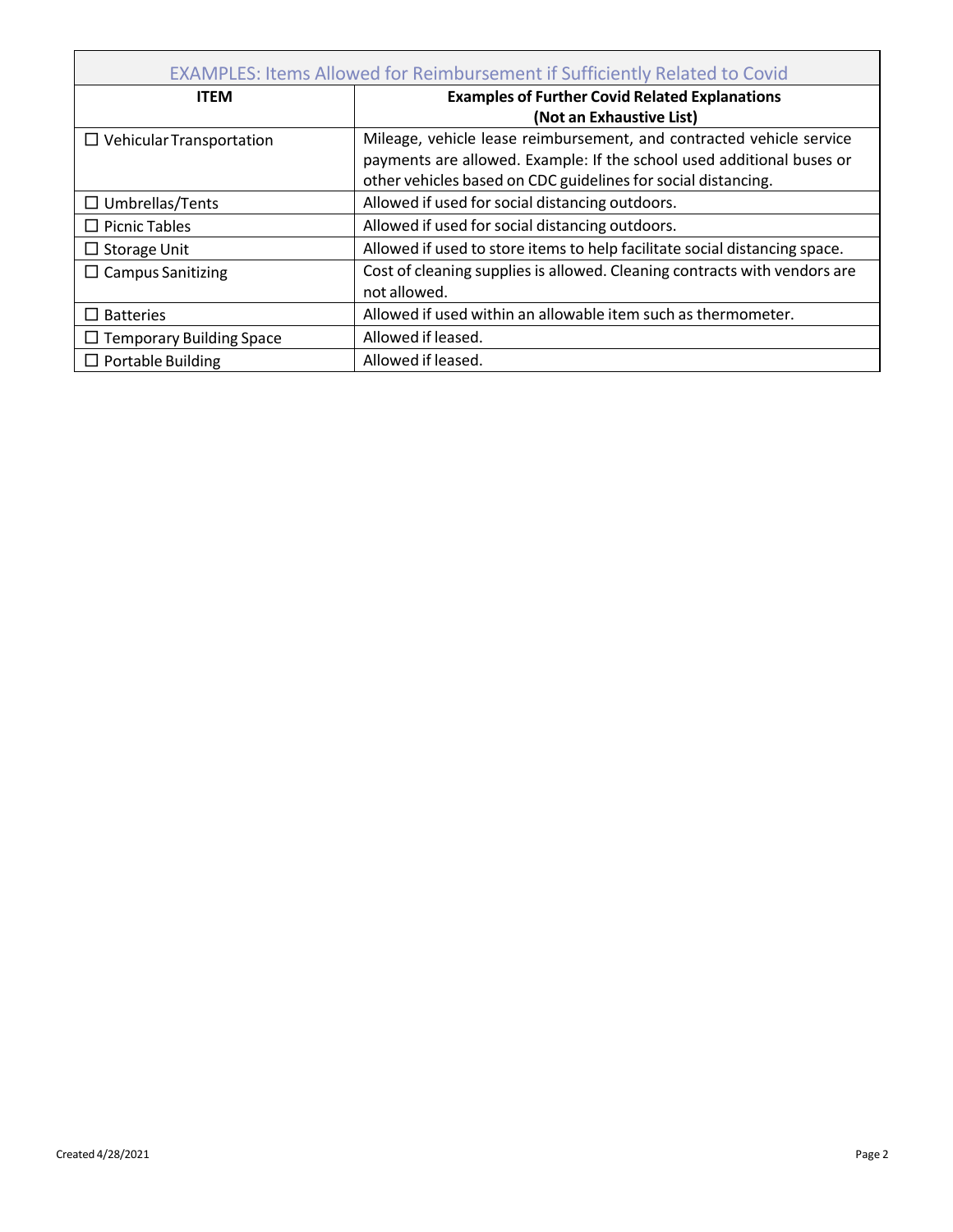| EXAMPLES: Items Allowed for Reimbursement if Sufficiently Related to Covid | |
|---|---|
| **ITEM** | **Examples of Further Covid Related Explanations (Not an Exhaustive List)** |
| ☐ Vehicular Transportation | Mileage, vehicle lease reimbursement, and contracted vehicle service payments are allowed. Example: If the school used additional buses or other vehicles based on CDC guidelines for social distancing. |
| ☐ Umbrellas/Tents | Allowed if used for social distancing outdoors. |
| ☐ Picnic Tables | Allowed if used for social distancing outdoors. |
| ☐ Storage Unit | Allowed if used to store items to help facilitate social distancing space. |
| ☐ Campus Sanitizing | Cost of cleaning supplies is allowed. Cleaning contracts with vendors are not allowed. |
| ☐ Batteries | Allowed if used within an allowable item such as thermometer. |
| ☐ Temporary Building Space | Allowed if leased. |
| ☐ Portable Building | Allowed if leased. |

Created 4/28/2021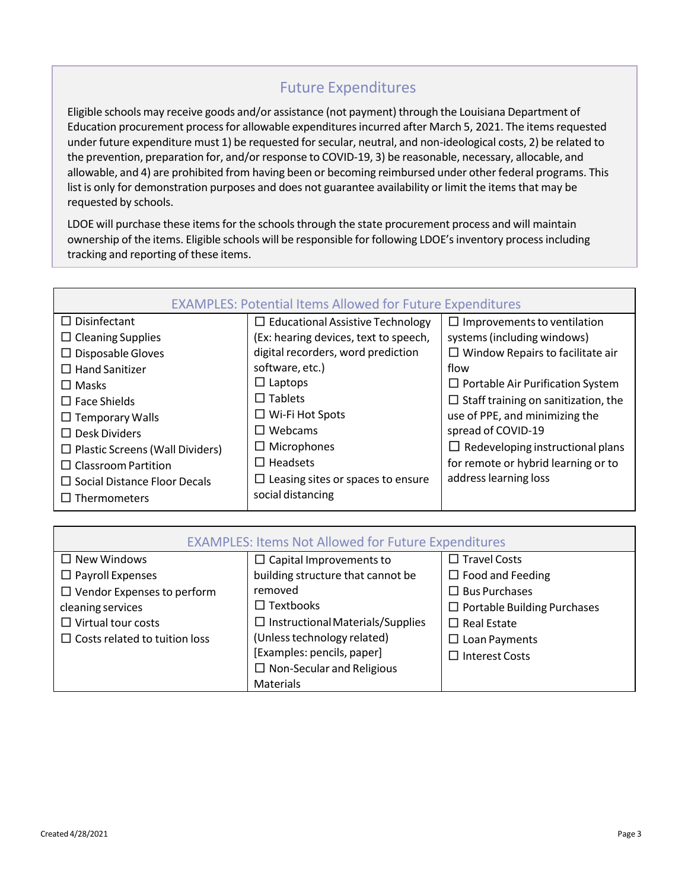## Future Expenditures

Eligible schools may receive goods and/or assistance (not payment) through the Louisiana Department of Education procurement process for allowable expenditures incurred after March 5, 2021. The items requested under future expenditure must 1) be requested for secular, neutral, and non-ideological costs, 2) be related to the prevention, preparation for, and/or response to COVID-19, 3) be reasonable, necessary, allocable, and allowable, and 4) are prohibited from having been or becoming reimbursed under other federal programs. This list is only for demonstration purposes and does not guarantee availability or limit the items that may be requested by schools.

LDOE will purchase these items for the schools through the state procurement process and will maintain ownership of the items. Eligible schools will be responsible for following LDOE's inventory process including tracking and reporting of these items.

| EXAMPLES: Potential Items Allowed for Future Expenditures | | |
|---|---|---|
| ☐ Disinfectant<br>☐ Cleaning Supplies<br>☐ Disposable Gloves<br>☐ Hand Sanitizer<br>☐ Masks<br>☐ Face Shields<br>☐ Temporary Walls<br>☐ Desk Dividers<br>☐ Plastic Screens (Wall Dividers)<br>☐ Classroom Partition<br>☐ Social Distance Floor Decals<br>☐ Thermometers | ☐ Educational Assistive Technology (Ex: hearing devices, text to speech, digital recorders, word prediction software, etc.)<br>☐ Laptops<br>☐ Tablets<br>☐ Wi-Fi Hot Spots<br>☐ Webcams<br>☐ Microphones<br>☐ Headsets<br>☐ Leasing sites or spaces to ensure social distancing | ☐ Improvements to ventilation systems (including windows)<br>☐ Window Repairs to facilitate air flow<br>☐ Portable Air Purification System<br>☐ Staff training on sanitization, the use of PPE, and minimizing the spread of COVID-19<br>☐ Redeveloping instructional plans for remote or hybrid learning or to address learning loss |

| EXAMPLES: Items Not Allowed for Future Expenditures | | |
|---|---|---|
| ☐ New Windows<br>☐ Payroll Expenses<br>☐ Vendor Expenses to perform cleaning services<br>☐ Virtual tour costs<br>☐ Costs related to tuition loss | ☐ Capital Improvements to building structure that cannot be removed<br>☐ Textbooks<br>☐ Instructional Materials/Supplies (Unless technology related) [Examples: pencils, paper]<br>☐ Non-Secular and Religious Materials | ☐ Travel Costs<br>☐ Food and Feeding<br>☐ Bus Purchases<br>☐ Portable Building Purchases<br>☐ Real Estate<br>☐ Loan Payments<br>☐ Interest Costs |

Created 4/28/2021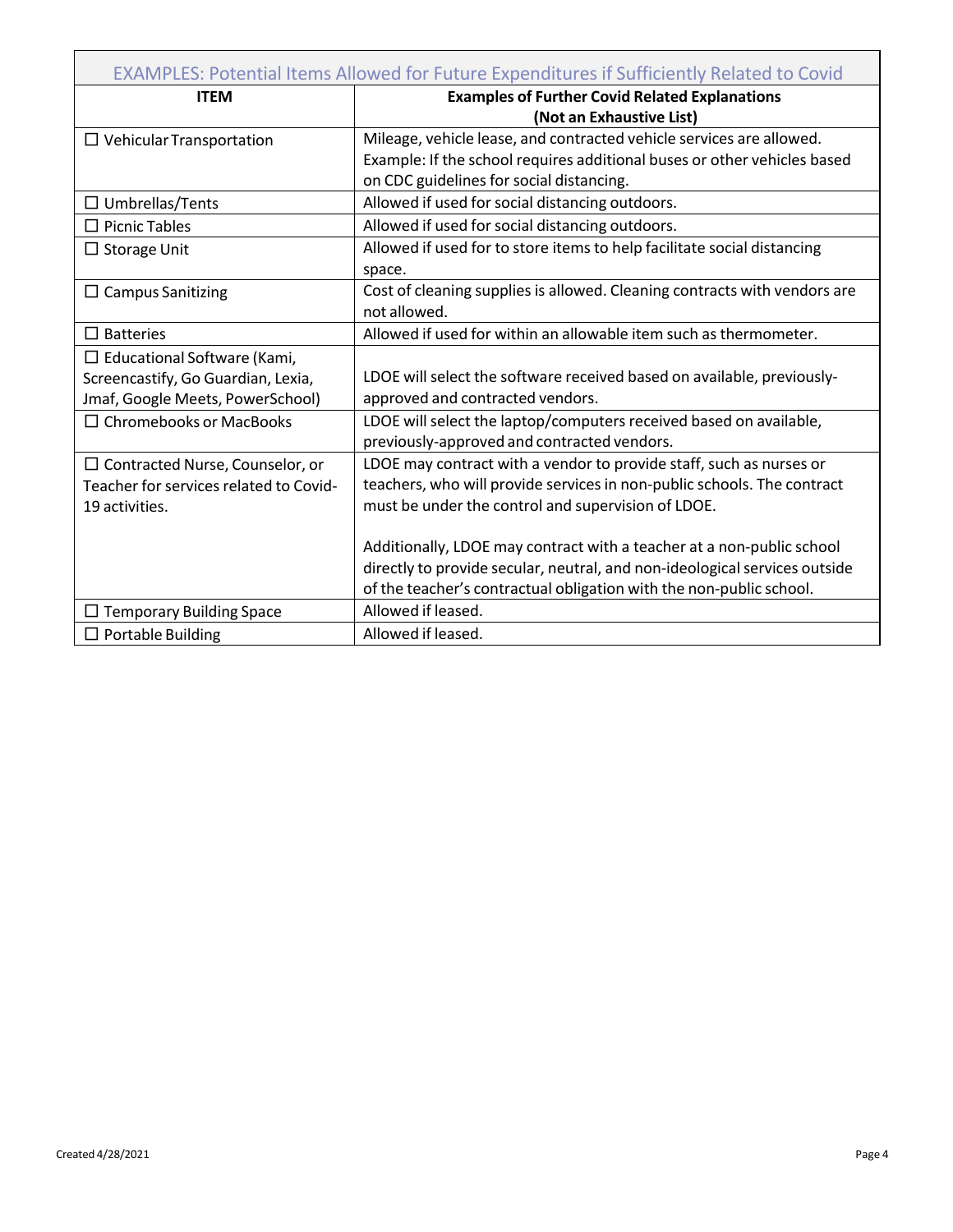| EXAMPLES: Potential Items Allowed for Future Expenditures if Sufficiently Related to Covid | |
|---|---|
| **ITEM** | **Examples of Further Covid Related Explanations (Not an Exhaustive List)** |
| ☐ Vehicular Transportation | Mileage, vehicle lease, and contracted vehicle services are allowed. Example: If the school requires additional buses or other vehicles based on CDC guidelines for social distancing. |
| ☐ Umbrellas/Tents | Allowed if used for social distancing outdoors. |
| ☐ Picnic Tables | Allowed if used for social distancing outdoors. |
| ☐ Storage Unit | Allowed if used for to store items to help facilitate social distancing space. |
| ☐ Campus Sanitizing | Cost of cleaning supplies is allowed. Cleaning contracts with vendors are not allowed. |
| ☐ Batteries | Allowed if used for within an allowable item such as thermometer. |
| ☐ Educational Software (Kami, Screencastify, Go Guardian, Lexia, Jmaf, Google Meets, PowerSchool) | LDOE will select the software received based on available, previously-approved and contracted vendors. |
| ☐ Chromebooks or MacBooks | LDOE will select the laptop/computers received based on available, previously-approved and contracted vendors. |
| ☐ Contracted Nurse, Counselor, or Teacher for services related to Covid-19 activities. | LDOE may contract with a vendor to provide staff, such as nurses or teachers, who will provide services in non-public schools. The contract must be under the control and supervision of LDOE.<br><br>Additionally, LDOE may contract with a teacher at a non-public school directly to provide secular, neutral, and non-ideological services outside of the teacher's contractual obligation with the non-public school. |
| ☐ Temporary Building Space | Allowed if leased. |
| ☐ Portable Building | Allowed if leased. |

Created 4/28/2021